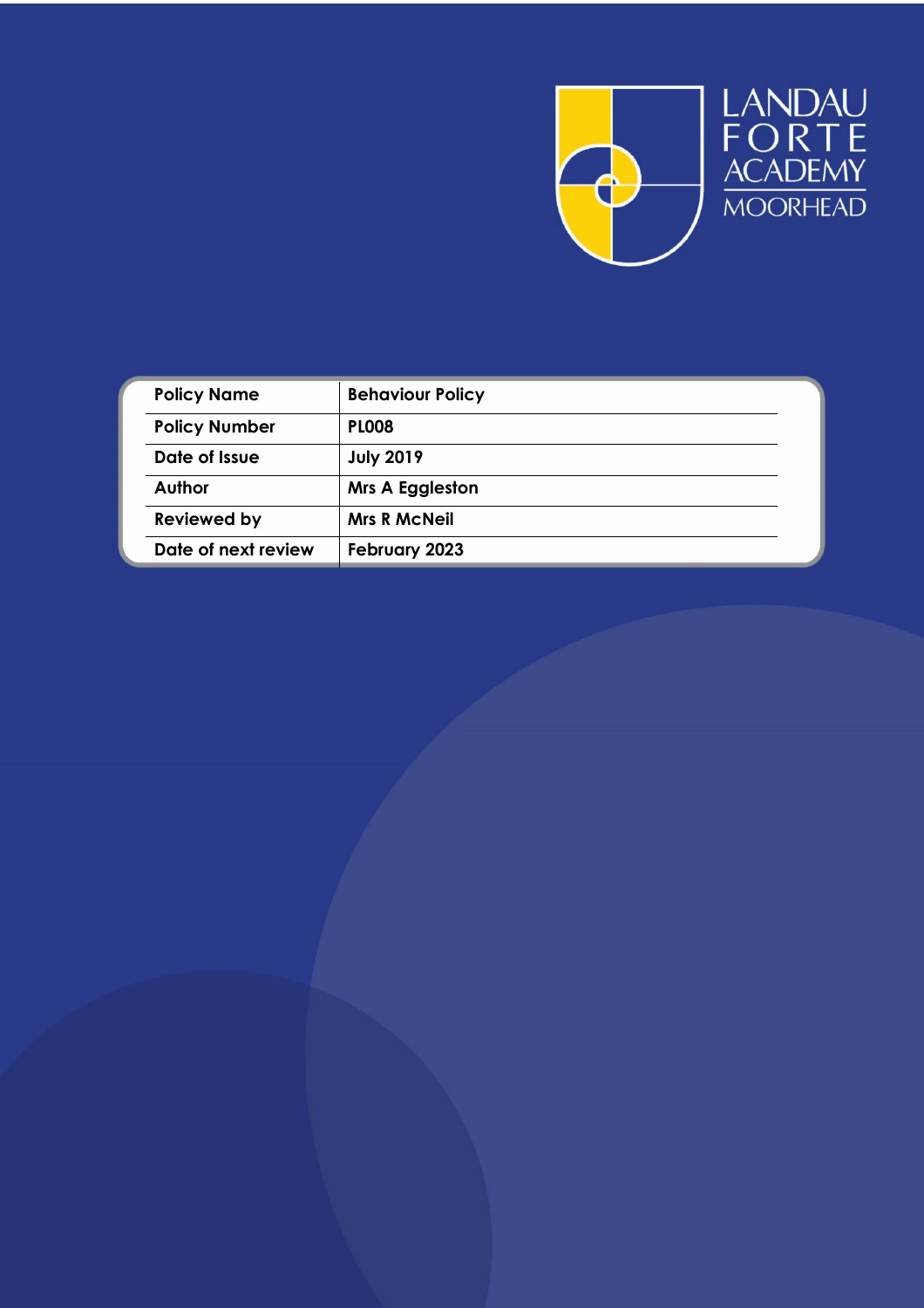LANDAU FORTE ACADEMY MOORHEAD

| Policy Name | Behaviour Policy |
| --- | --- |
| Policy Number | PL008 |
| Date of Issue | July 2019 |
| Author | Mrs A Eggleston |
| Reviewed by | Mrs R McNeil |
| Date of next review | February 2023 |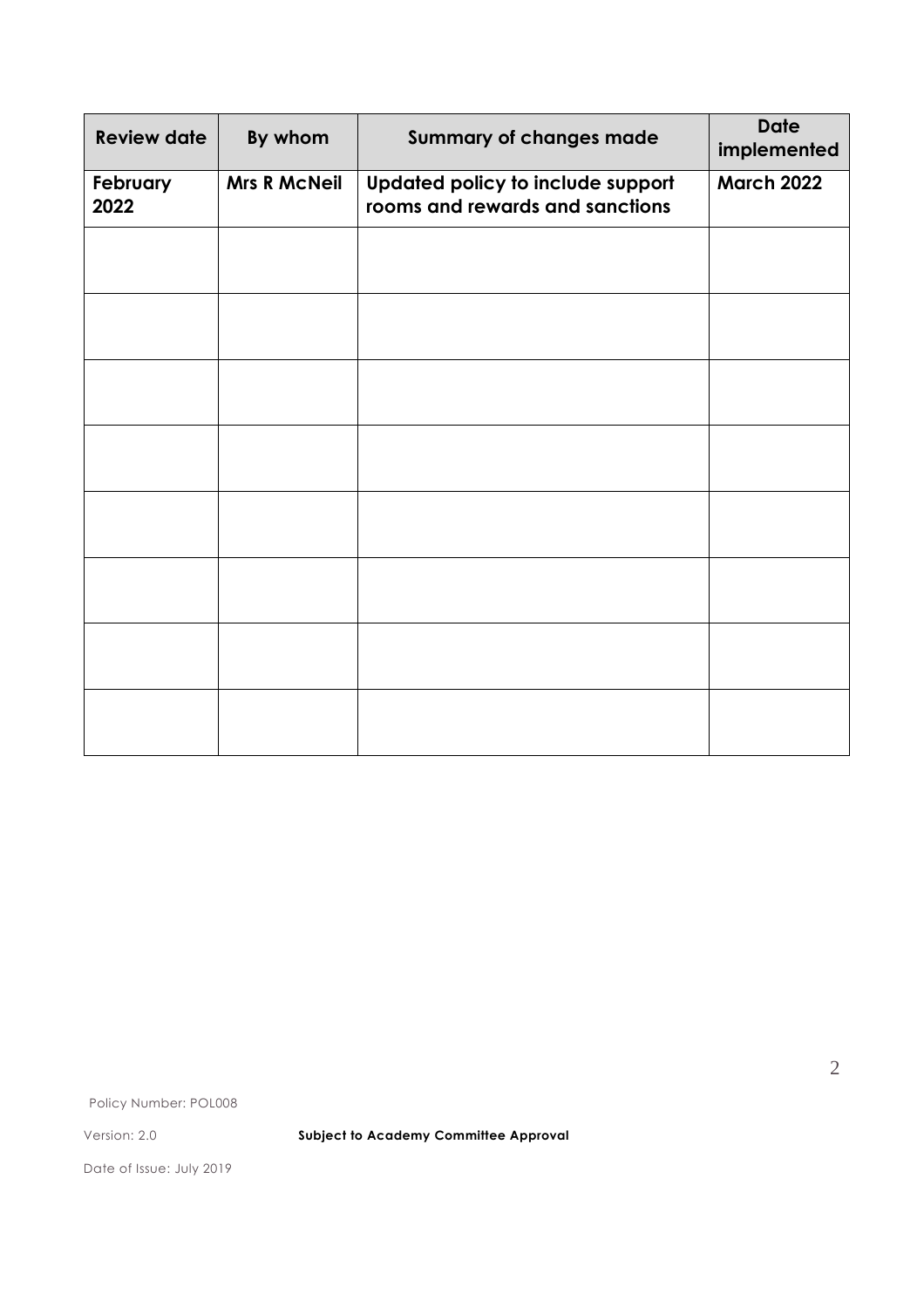| Review date | By whom | Summary of changes made | Date implemented |
|---|---|---|---|
| **February 2022** | **Mrs R McNeil** | **Updated policy to include support rooms and rewards and sanctions** | **March 2022** |
| | | | |
| | | | |
| | | | |
| | | | |
| | | | |
| | | | |
| | | | |
| | | | |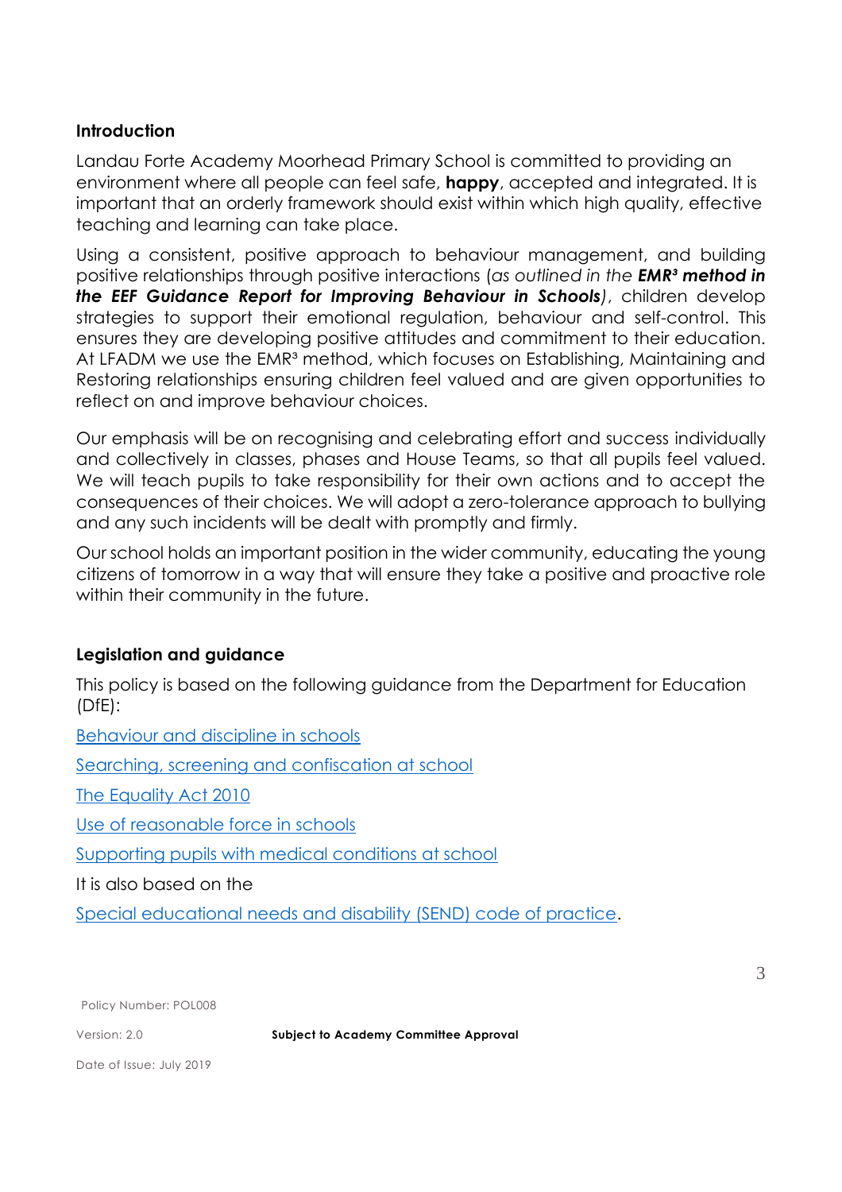## Introduction

Landau Forte Academy Moorhead Primary School is committed to providing an environment where all people can feel safe, **happy**, accepted and integrated. It is important that an orderly framework should exist within which high quality, effective teaching and learning can take place.

Using a consistent, positive approach to behaviour management, and building positive relationships through positive interactions (*as outlined in the **EMR³ method in the EEF Guidance Report for Improving Behaviour in Schools***), children develop strategies to support their emotional regulation, behaviour and self-control. This ensures they are developing positive attitudes and commitment to their education. At LFADM we use the EMR³ method, which focuses on Establishing, Maintaining and Restoring relationships ensuring children feel valued and are given opportunities to reflect on and improve behaviour choices.

Our emphasis will be on recognising and celebrating effort and success individually and collectively in classes, phases and House Teams, so that all pupils feel valued. We will teach pupils to take responsibility for their own actions and to accept the consequences of their choices. We will adopt a zero-tolerance approach to bullying and any such incidents will be dealt with promptly and firmly.

Our school holds an important position in the wider community, educating the young citizens of tomorrow in a way that will ensure they take a positive and proactive role within their community in the future.

## Legislation and guidance

This policy is based on the following guidance from the Department for Education (DfE):

Behaviour and discipline in schools

Searching, screening and confiscation at school

The Equality Act 2010

Use of reasonable force in schools

Supporting pupils with medical conditions at school

It is also based on the

Special educational needs and disability (SEND) code of practice.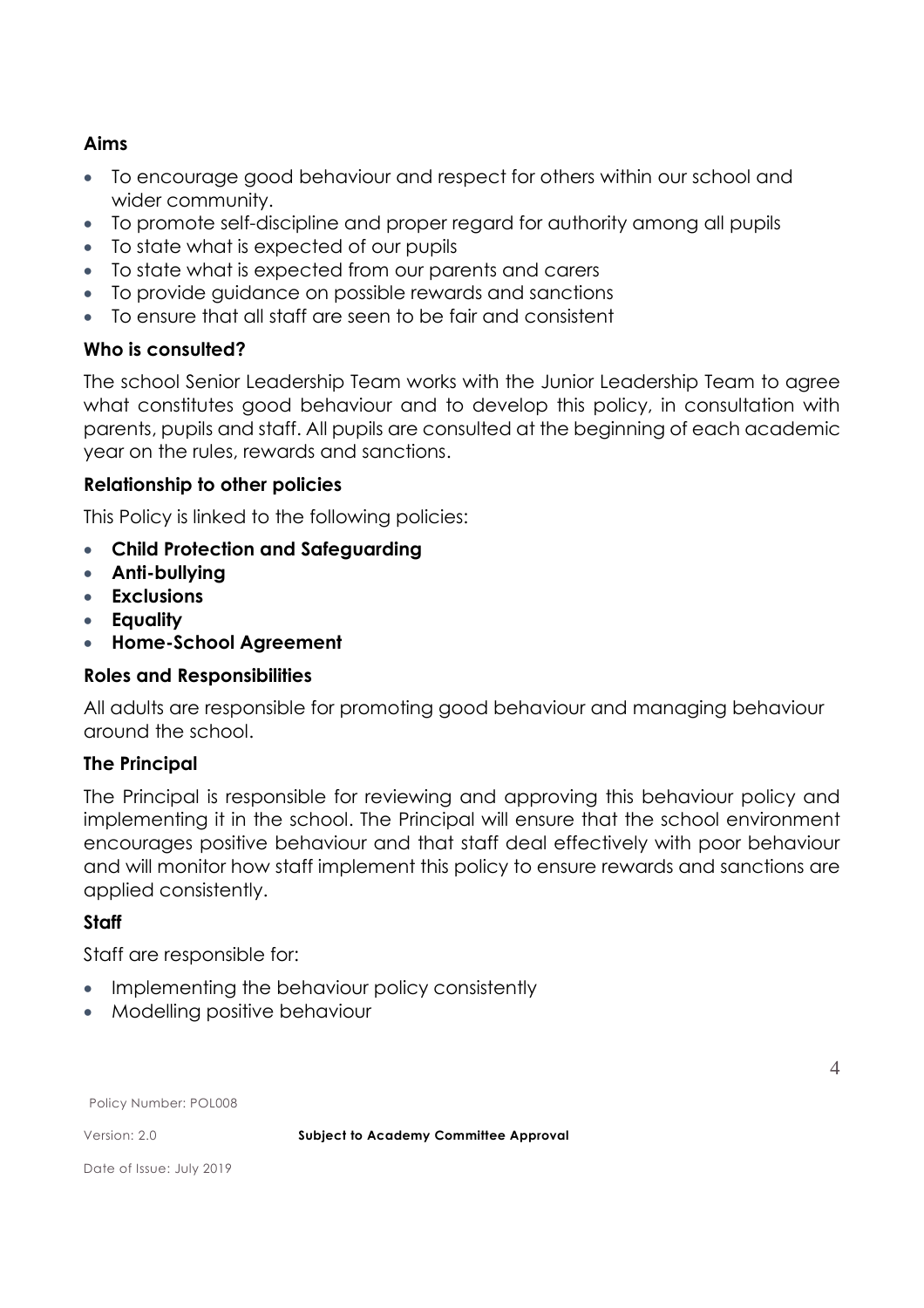### Aims

- To encourage good behaviour and respect for others within our school and wider community.
- To promote self-discipline and proper regard for authority among all pupils
- To state what is expected of our pupils
- To state what is expected from our parents and carers
- To provide guidance on possible rewards and sanctions
- To ensure that all staff are seen to be fair and consistent

### Who is consulted?

The school Senior Leadership Team works with the Junior Leadership Team to agree what constitutes good behaviour and to develop this policy, in consultation with parents, pupils and staff. All pupils are consulted at the beginning of each academic year on the rules, rewards and sanctions.

### Relationship to other policies

This Policy is linked to the following policies:

- **Child Protection and Safeguarding**
- **Anti-bullying**
- **Exclusions**
- **Equality**
- **Home-School Agreement**

### Roles and Responsibilities

All adults are responsible for promoting good behaviour and managing behaviour around the school.

### The Principal

The Principal is responsible for reviewing and approving this behaviour policy and implementing it in the school. The Principal will ensure that the school environment encourages positive behaviour and that staff deal effectively with poor behaviour and will monitor how staff implement this policy to ensure rewards and sanctions are applied consistently.

### Staff

Staff are responsible for:

- Implementing the behaviour policy consistently
- Modelling positive behaviour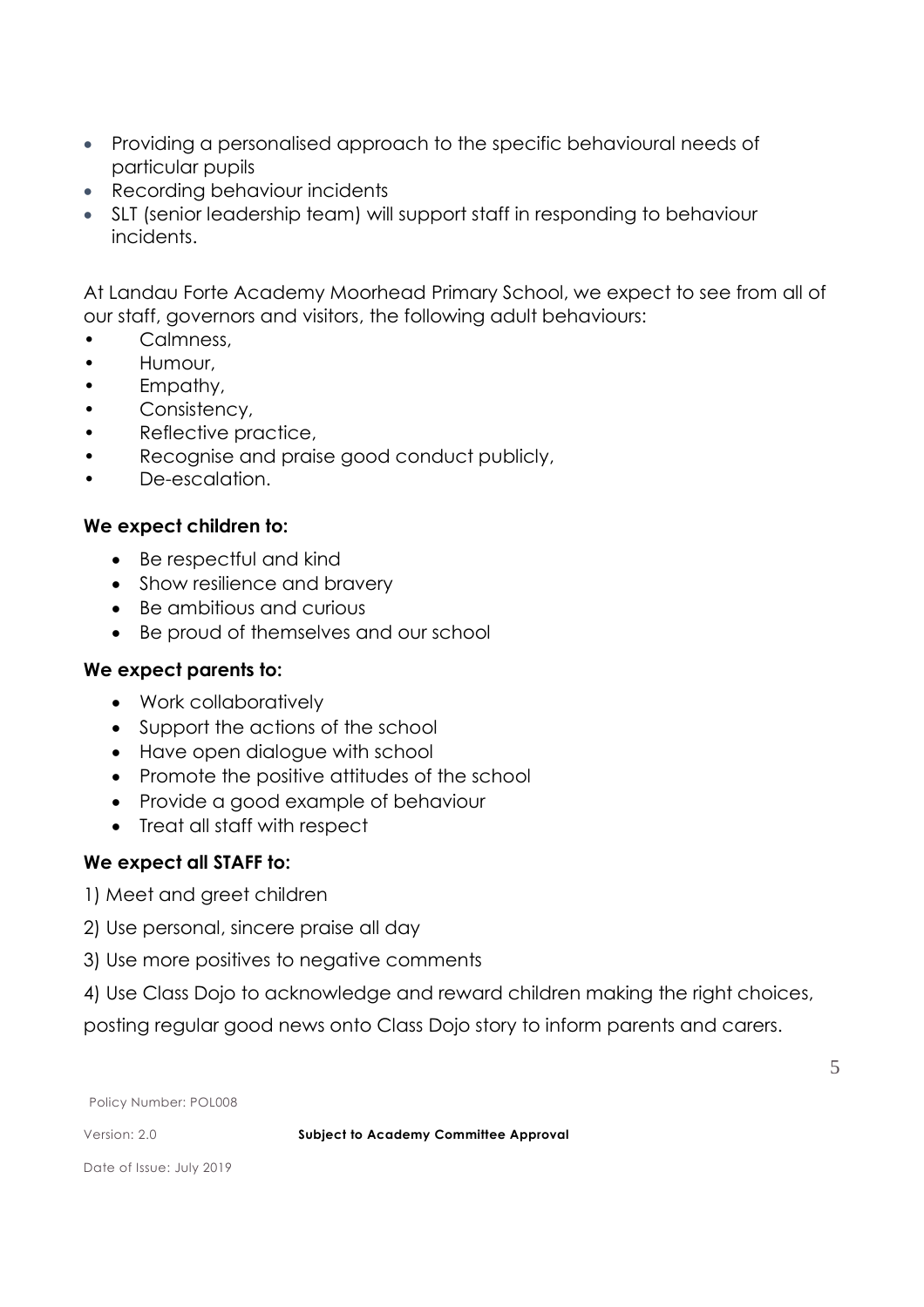- Providing a personalised approach to the specific behavioural needs of particular pupils
- Recording behaviour incidents
- SLT (senior leadership team) will support staff in responding to behaviour incidents.

At Landau Forte Academy Moorhead Primary School, we expect to see from all of our staff, governors and visitors, the following adult behaviours:

- Calmness,
- Humour,
- Empathy,
- Consistency,
- Reflective practice,
- Recognise and praise good conduct publicly,
- De-escalation.

**We expect children to:**

- Be respectful and kind
- Show resilience and bravery
- Be ambitious and curious
- Be proud of themselves and our school

**We expect parents to:**

- Work collaboratively
- Support the actions of the school
- Have open dialogue with school
- Promote the positive attitudes of the school
- Provide a good example of behaviour
- Treat all staff with respect

**We expect all STAFF to:**

1) Meet and greet children

2) Use personal, sincere praise all day

3) Use more positives to negative comments

4) Use Class Dojo to acknowledge and reward children making the right choices, posting regular good news onto Class Dojo story to inform parents and carers.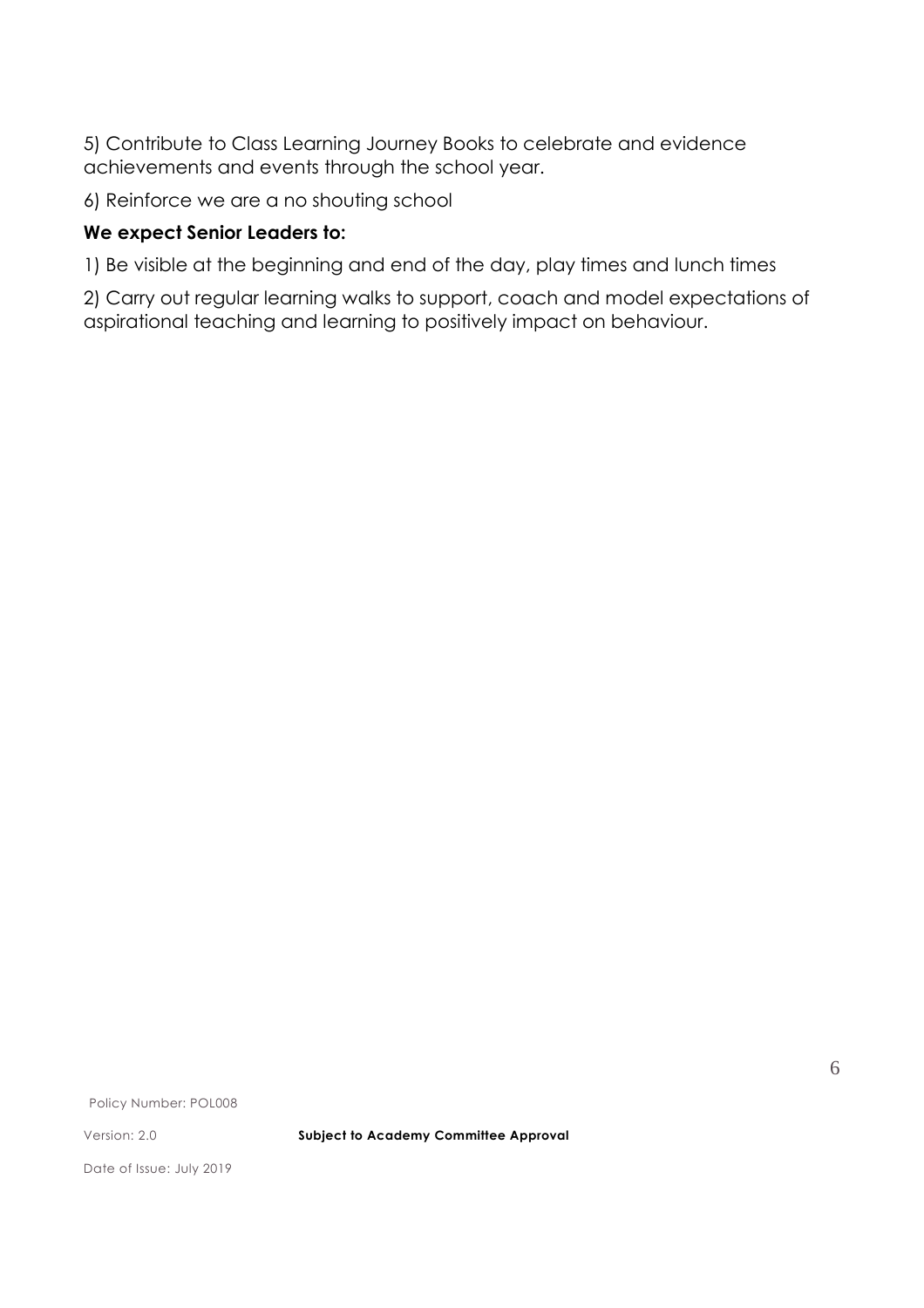5) Contribute to Class Learning Journey Books to celebrate and evidence achievements and events through the school year.

6) Reinforce we are a no shouting school

**We expect Senior Leaders to:**

1) Be visible at the beginning and end of the day, play times and lunch times

2) Carry out regular learning walks to support, coach and model expectations of aspirational teaching and learning to positively impact on behaviour.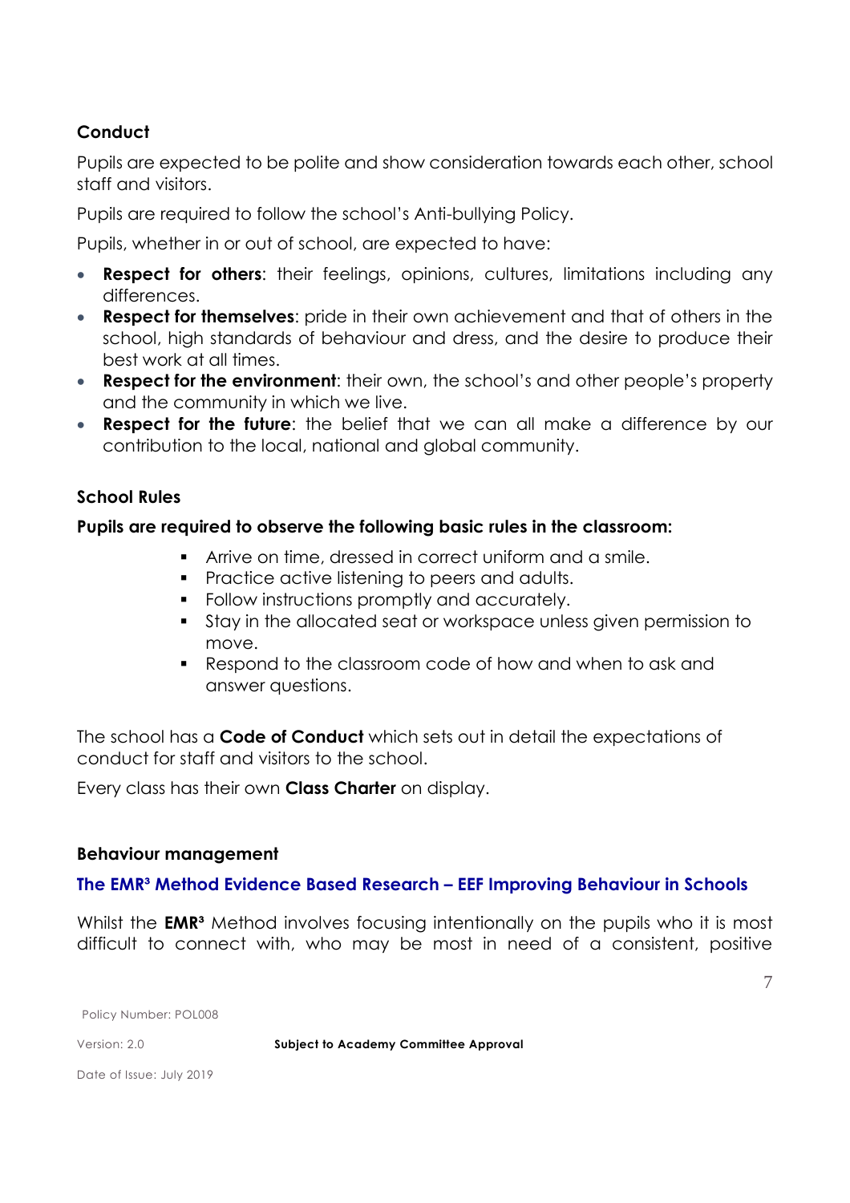### Conduct

Pupils are expected to be polite and show consideration towards each other, school staff and visitors.

Pupils are required to follow the school's Anti-bullying Policy.

Pupils, whether in or out of school, are expected to have:

- **Respect for others**: their feelings, opinions, cultures, limitations including any differences.
- **Respect for themselves**: pride in their own achievement and that of others in the school, high standards of behaviour and dress, and the desire to produce their best work at all times.
- **Respect for the environment**: their own, the school's and other people's property and the community in which we live.
- **Respect for the future**: the belief that we can all make a difference by our contribution to the local, national and global community.

### School Rules

**Pupils are required to observe the following basic rules in the classroom:**

- Arrive on time, dressed in correct uniform and a smile.
- Practice active listening to peers and adults.
- Follow instructions promptly and accurately.
- Stay in the allocated seat or workspace unless given permission to move.
- Respond to the classroom code of how and when to ask and answer questions.

The school has a **Code of Conduct** which sets out in detail the expectations of conduct for staff and visitors to the school.

Every class has their own **Class Charter** on display.

### Behaviour management

#### The EMR³ Method Evidence Based Research – EEF Improving Behaviour in Schools

Whilst the **EMR³** Method involves focusing intentionally on the pupils who it is most difficult to connect with, who may be most in need of a consistent, positive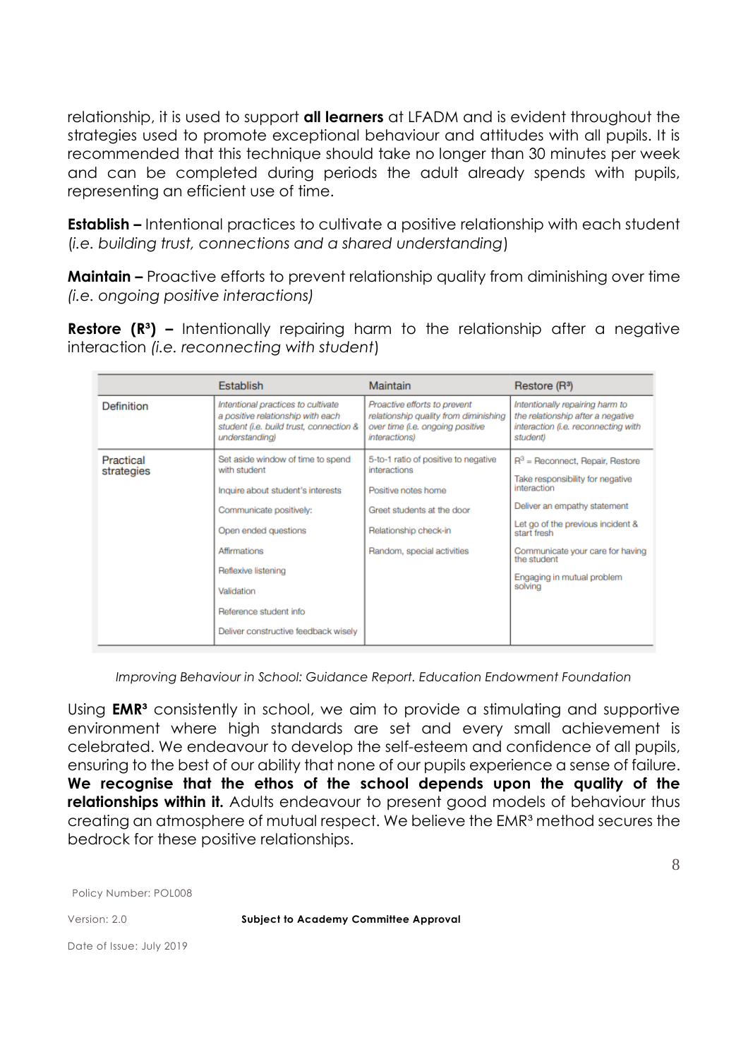relationship, it is used to support **all learners** at LFADM and is evident throughout the strategies used to promote exceptional behaviour and attitudes with all pupils. It is recommended that this technique should take no longer than 30 minutes per week and can be completed during periods the adult already spends with pupils, representing an efficient use of time.

**Establish –** Intentional practices to cultivate a positive relationship with each student (*i.e. building trust, connections and a shared understanding*)

**Maintain –** Proactive efforts to prevent relationship quality from diminishing over time *(i.e. ongoing positive interactions)*

**Restore (R³) –** Intentionally repairing harm to the relationship after a negative interaction *(i.e. reconnecting with student*)

| | Establish | Maintain | Restore (R³) |
|---|---|---|---|
| Definition | *Intentional practices to cultivate a positive relationship with each student (i.e. build trust, connection & understanding)* | *Proactive efforts to prevent relationship quality from diminishing over time (i.e. ongoing positive interactions)* | *Intentionally repairing harm to the relationship after a negative interaction (i.e. reconnecting with student)* |
| Practical strategies | Set aside window of time to spend with student<br><br>Inquire about student's interests<br><br>Communicate positively:<br><br>Open ended questions<br><br>Affirmations<br><br>Reflexive listening<br><br>Validation<br><br>Reference student info<br><br>Deliver constructive feedback wisely | 5-to-1 ratio of positive to negative interactions<br><br>Positive notes home<br><br>Greet students at the door<br><br>Relationship check-in<br><br>Random, special activities | R³ = Reconnect, Repair, Restore<br><br>Take responsibility for negative interaction<br><br>Deliver an empathy statement<br><br>Let go of the previous incident & start fresh<br><br>Communicate your care for having the student<br><br>Engaging in mutual problem solving |

*Improving Behaviour in School: Guidance Report. Education Endowment Foundation*

Using **EMR³** consistently in school, we aim to provide a stimulating and supportive environment where high standards are set and every small achievement is celebrated. We endeavour to develop the self-esteem and confidence of all pupils, ensuring to the best of our ability that none of our pupils experience a sense of failure. **We recognise that the ethos of the school depends upon the quality of the relationships within it.** Adults endeavour to present good models of behaviour thus creating an atmosphere of mutual respect. We believe the EMR³ method secures the bedrock for these positive relationships.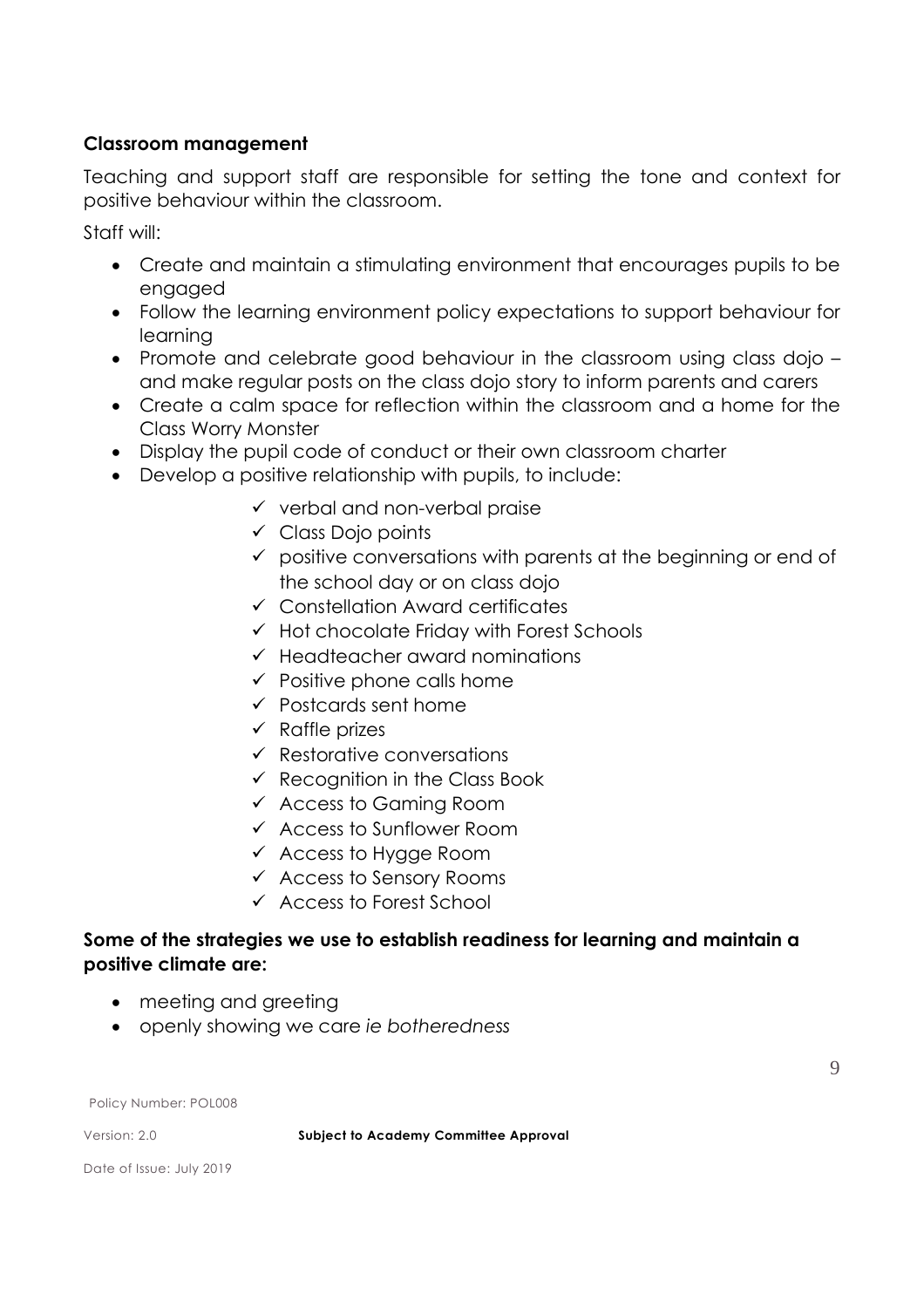**Classroom management**

Teaching and support staff are responsible for setting the tone and context for positive behaviour within the classroom.

Staff will:

- Create and maintain a stimulating environment that encourages pupils to be engaged
- Follow the learning environment policy expectations to support behaviour for learning
- Promote and celebrate good behaviour in the classroom using class dojo – and make regular posts on the class dojo story to inform parents and carers
- Create a calm space for reflection within the classroom and a home for the Class Worry Monster
- Display the pupil code of conduct or their own classroom charter
- Develop a positive relationship with pupils, to include:
    - ✓ verbal and non-verbal praise
    - ✓ Class Dojo points
    - ✓ positive conversations with parents at the beginning or end of the school day or on class dojo
    - ✓ Constellation Award certificates
    - ✓ Hot chocolate Friday with Forest Schools
    - ✓ Headteacher award nominations
    - ✓ Positive phone calls home
    - ✓ Postcards sent home
    - ✓ Raffle prizes
    - ✓ Restorative conversations
    - ✓ Recognition in the Class Book
    - ✓ Access to Gaming Room
    - ✓ Access to Sunflower Room
    - ✓ Access to Hygge Room
    - ✓ Access to Sensory Rooms
    - ✓ Access to Forest School

**Some of the strategies we use to establish readiness for learning and maintain a positive climate are:**

- meeting and greeting
- openly showing we care *ie botheredness*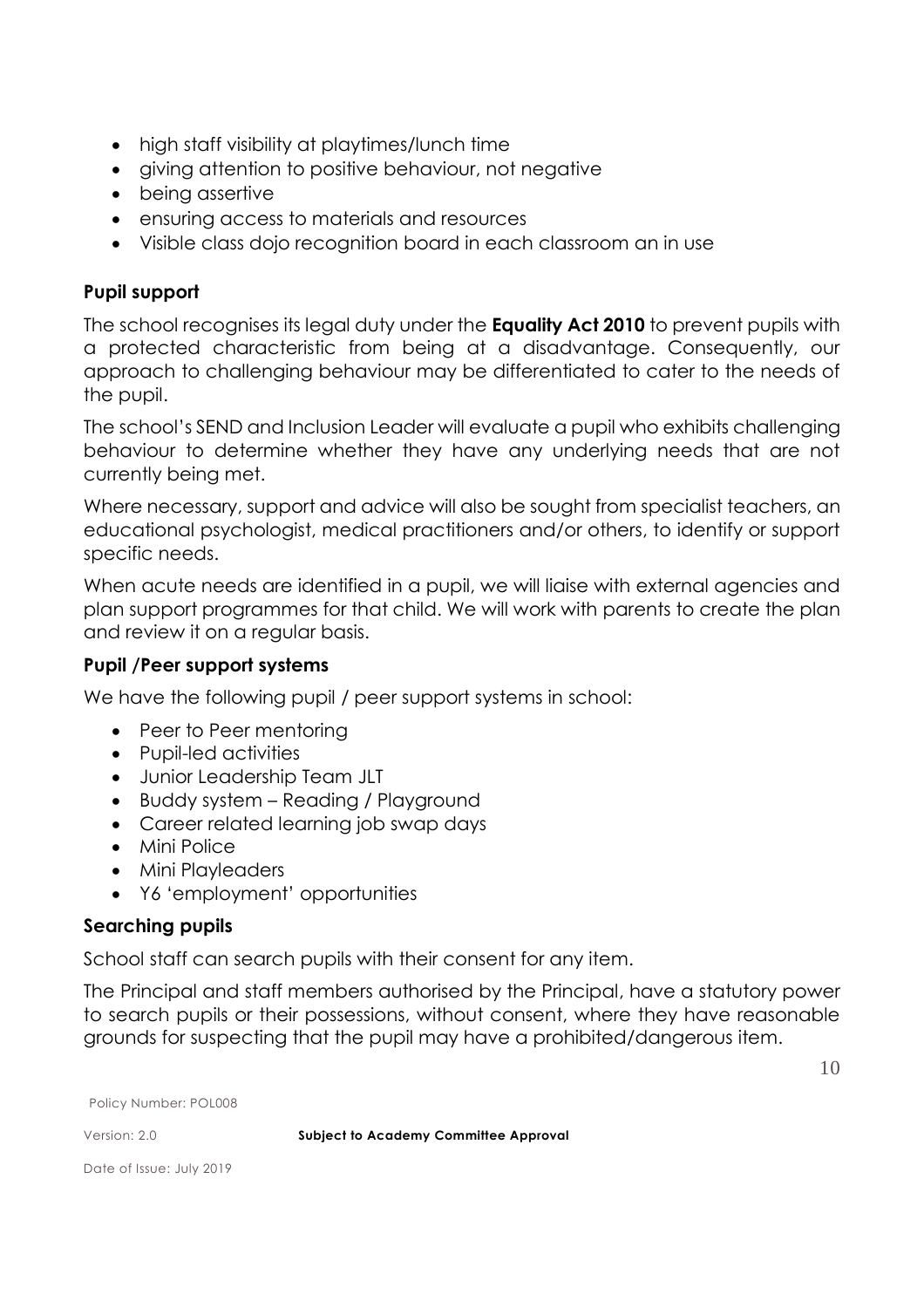- high staff visibility at playtimes/lunch time
- giving attention to positive behaviour, not negative
- being assertive
- ensuring access to materials and resources
- Visible class dojo recognition board in each classroom an in use

**Pupil support**

The school recognises its legal duty under the **Equality Act 2010** to prevent pupils with a protected characteristic from being at a disadvantage. Consequently, our approach to challenging behaviour may be differentiated to cater to the needs of the pupil.

The school's SEND and Inclusion Leader will evaluate a pupil who exhibits challenging behaviour to determine whether they have any underlying needs that are not currently being met.

Where necessary, support and advice will also be sought from specialist teachers, an educational psychologist, medical practitioners and/or others, to identify or support specific needs.

When acute needs are identified in a pupil, we will liaise with external agencies and plan support programmes for that child. We will work with parents to create the plan and review it on a regular basis.

**Pupil /Peer support systems**

We have the following pupil / peer support systems in school:

- Peer to Peer mentoring
- Pupil-led activities
- Junior Leadership Team JLT
- Buddy system – Reading / Playground
- Career related learning job swap days
- Mini Police
- Mini Playleaders
- Y6 'employment' opportunities

**Searching pupils**

School staff can search pupils with their consent for any item.

The Principal and staff members authorised by the Principal, have a statutory power to search pupils or their possessions, without consent, where they have reasonable grounds for suspecting that the pupil may have a prohibited/dangerous item.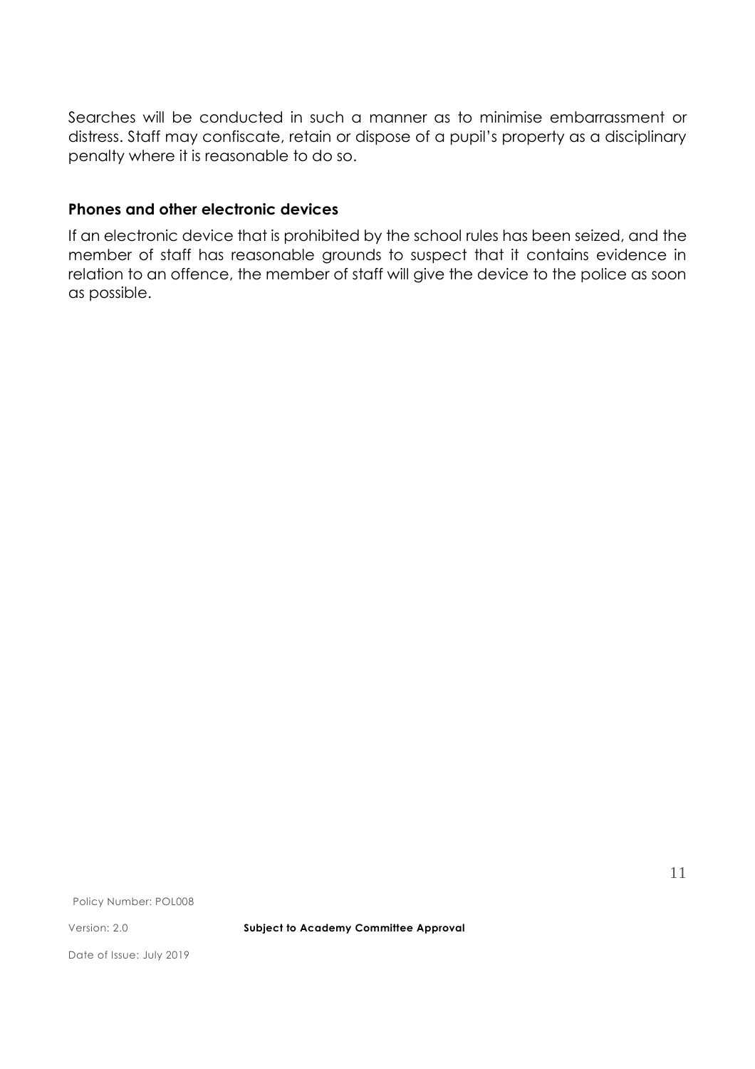Searches will be conducted in such a manner as to minimise embarrassment or distress. Staff may confiscate, retain or dispose of a pupil's property as a disciplinary penalty where it is reasonable to do so.

### Phones and other electronic devices

If an electronic device that is prohibited by the school rules has been seized, and the member of staff has reasonable grounds to suspect that it contains evidence in relation to an offence, the member of staff will give the device to the police as soon as possible.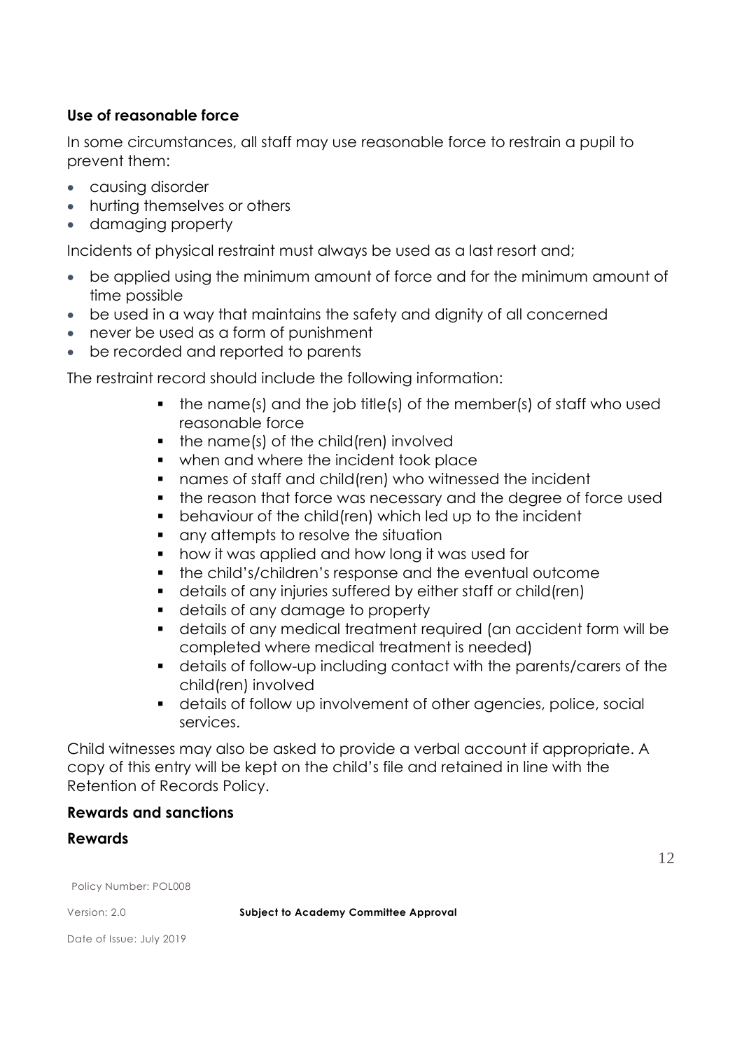### Use of reasonable force

In some circumstances, all staff may use reasonable force to restrain a pupil to prevent them:

- causing disorder
- hurting themselves or others
- damaging property

Incidents of physical restraint must always be used as a last resort and;

- be applied using the minimum amount of force and for the minimum amount of time possible
- be used in a way that maintains the safety and dignity of all concerned
- never be used as a form of punishment
- be recorded and reported to parents

The restraint record should include the following information:

- the name(s) and the job title(s) of the member(s) of staff who used reasonable force
- the name(s) of the child(ren) involved
- when and where the incident took place
- names of staff and child(ren) who witnessed the incident
- the reason that force was necessary and the degree of force used
- behaviour of the child(ren) which led up to the incident
- any attempts to resolve the situation
- how it was applied and how long it was used for
- the child's/children's response and the eventual outcome
- details of any injuries suffered by either staff or child(ren)
- details of any damage to property
- details of any medical treatment required (an accident form will be completed where medical treatment is needed)
- details of follow-up including contact with the parents/carers of the child(ren) involved
- details of follow up involvement of other agencies, police, social services.

Child witnesses may also be asked to provide a verbal account if appropriate. A copy of this entry will be kept on the child's file and retained in line with the Retention of Records Policy.

### Rewards and sanctions

### Rewards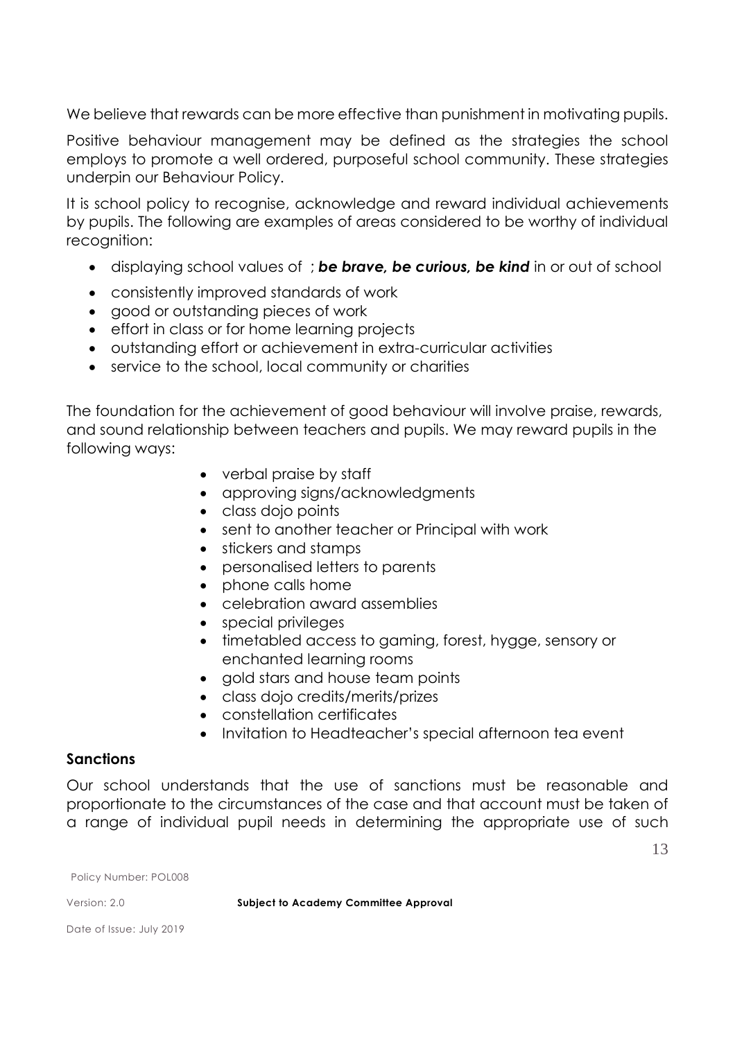We believe that rewards can be more effective than punishment in motivating pupils.

Positive behaviour management may be defined as the strategies the school employs to promote a well ordered, purposeful school community. These strategies underpin our Behaviour Policy.

It is school policy to recognise, acknowledge and reward individual achievements by pupils. The following are examples of areas considered to be worthy of individual recognition:

- displaying school values of ; ***be brave, be curious, be kind*** in or out of school
- consistently improved standards of work
- good or outstanding pieces of work
- effort in class or for home learning projects
- outstanding effort or achievement in extra-curricular activities
- service to the school, local community or charities

The foundation for the achievement of good behaviour will involve praise, rewards, and sound relationship between teachers and pupils. We may reward pupils in the following ways:

- verbal praise by staff
- approving signs/acknowledgments
- class dojo points
- sent to another teacher or Principal with work
- stickers and stamps
- personalised letters to parents
- phone calls home
- celebration award assemblies
- special privileges
- timetabled access to gaming, forest, hygge, sensory or enchanted learning rooms
- gold stars and house team points
- class dojo credits/merits/prizes
- constellation certificates
- Invitation to Headteacher's special afternoon tea event

**Sanctions**

Our school understands that the use of sanctions must be reasonable and proportionate to the circumstances of the case and that account must be taken of a range of individual pupil needs in determining the appropriate use of such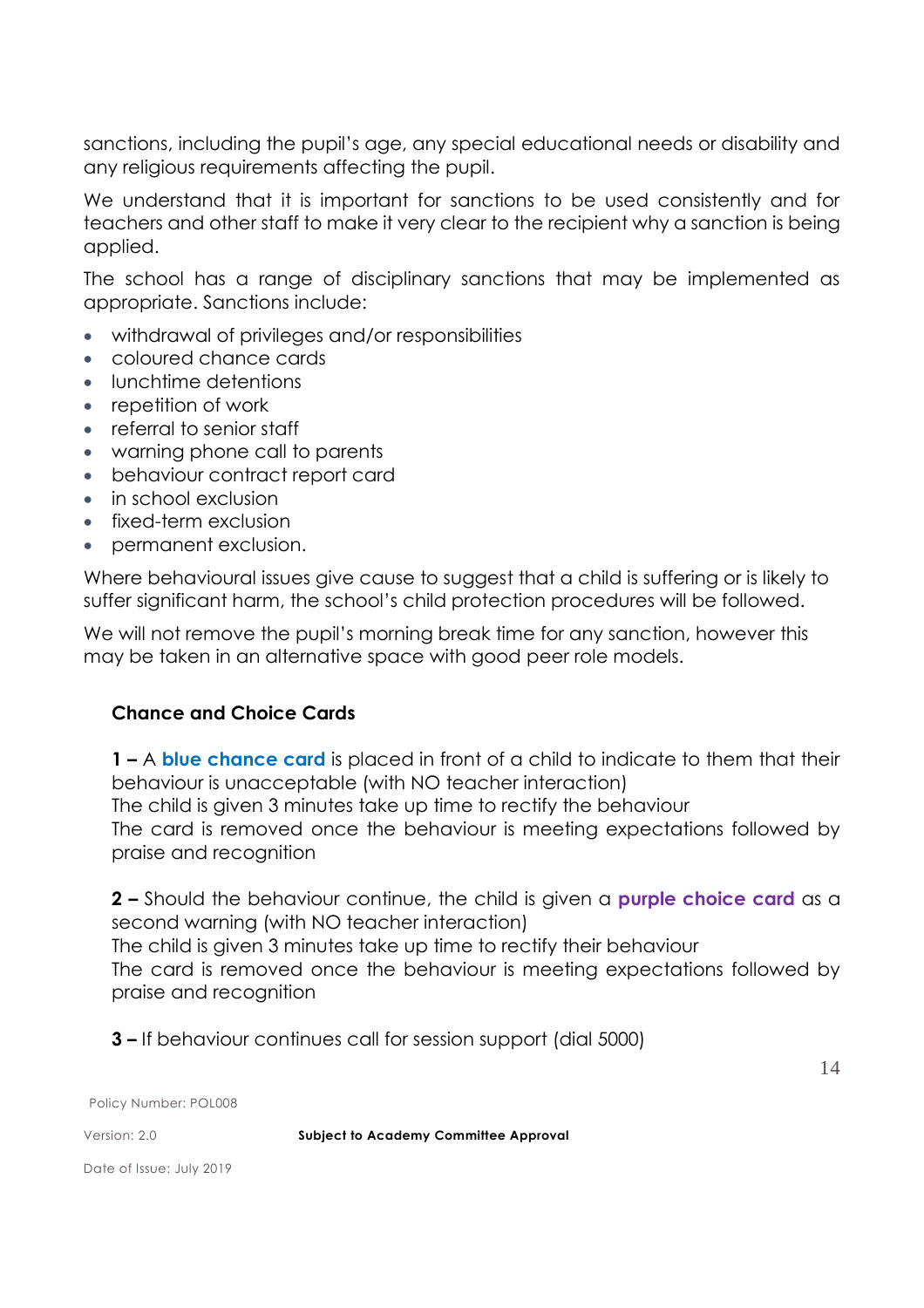sanctions, including the pupil's age, any special educational needs or disability and any religious requirements affecting the pupil.

We understand that it is important for sanctions to be used consistently and for teachers and other staff to make it very clear to the recipient why a sanction is being applied.

The school has a range of disciplinary sanctions that may be implemented as appropriate. Sanctions include:

- withdrawal of privileges and/or responsibilities
- coloured chance cards
- lunchtime detentions
- repetition of work
- referral to senior staff
- warning phone call to parents
- behaviour contract report card
- in school exclusion
- fixed-term exclusion
- permanent exclusion.

Where behavioural issues give cause to suggest that a child is suffering or is likely to suffer significant harm, the school's child protection procedures will be followed.

We will not remove the pupil's morning break time for any sanction, however this may be taken in an alternative space with good peer role models.

**Chance and Choice Cards**

**1 –** A **blue chance card** is placed in front of a child to indicate to them that their behaviour is unacceptable (with NO teacher interaction)
The child is given 3 minutes take up time to rectify the behaviour
The card is removed once the behaviour is meeting expectations followed by praise and recognition

**2 –** Should the behaviour continue, the child is given a **purple choice card** as a second warning (with NO teacher interaction)
The child is given 3 minutes take up time to rectify their behaviour
The card is removed once the behaviour is meeting expectations followed by praise and recognition

**3 –** If behaviour continues call for session support (dial 5000)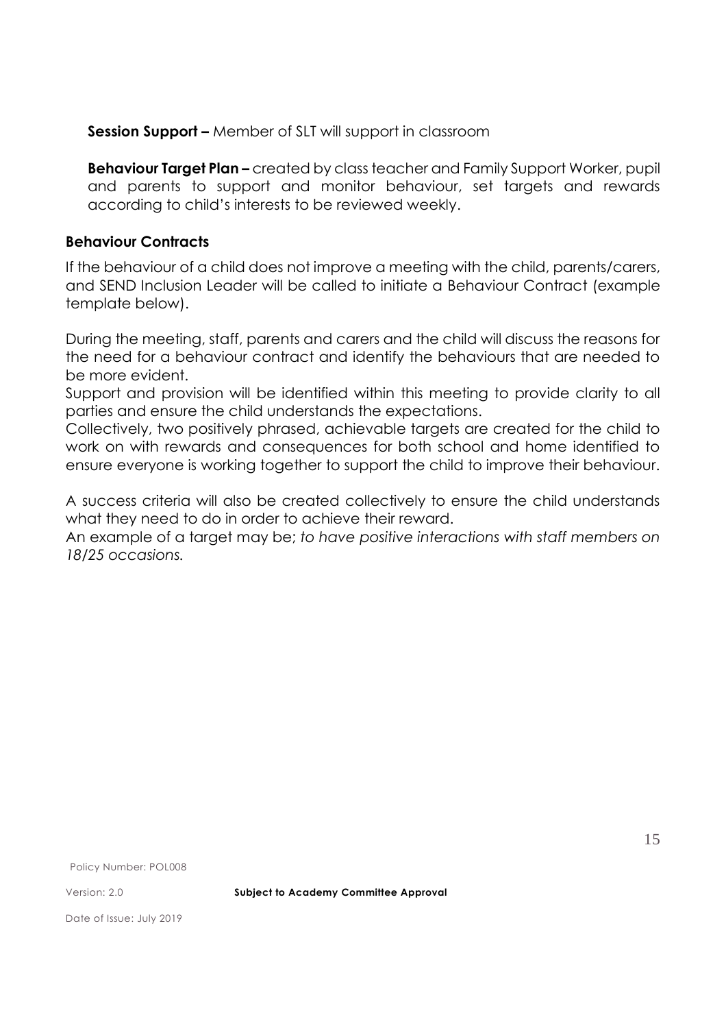**Session Support –** Member of SLT will support in classroom

**Behaviour Target Plan –** created by class teacher and Family Support Worker, pupil and parents to support and monitor behaviour, set targets and rewards according to child's interests to be reviewed weekly.

### Behaviour Contracts

If the behaviour of a child does not improve a meeting with the child, parents/carers, and SEND Inclusion Leader will be called to initiate a Behaviour Contract (example template below).

During the meeting, staff, parents and carers and the child will discuss the reasons for the need for a behaviour contract and identify the behaviours that are needed to be more evident.
Support and provision will be identified within this meeting to provide clarity to all parties and ensure the child understands the expectations.
Collectively, two positively phrased, achievable targets are created for the child to work on with rewards and consequences for both school and home identified to ensure everyone is working together to support the child to improve their behaviour.

A success criteria will also be created collectively to ensure the child understands what they need to do in order to achieve their reward.
An example of a target may be; *to have positive interactions with staff members on 18/25 occasions.*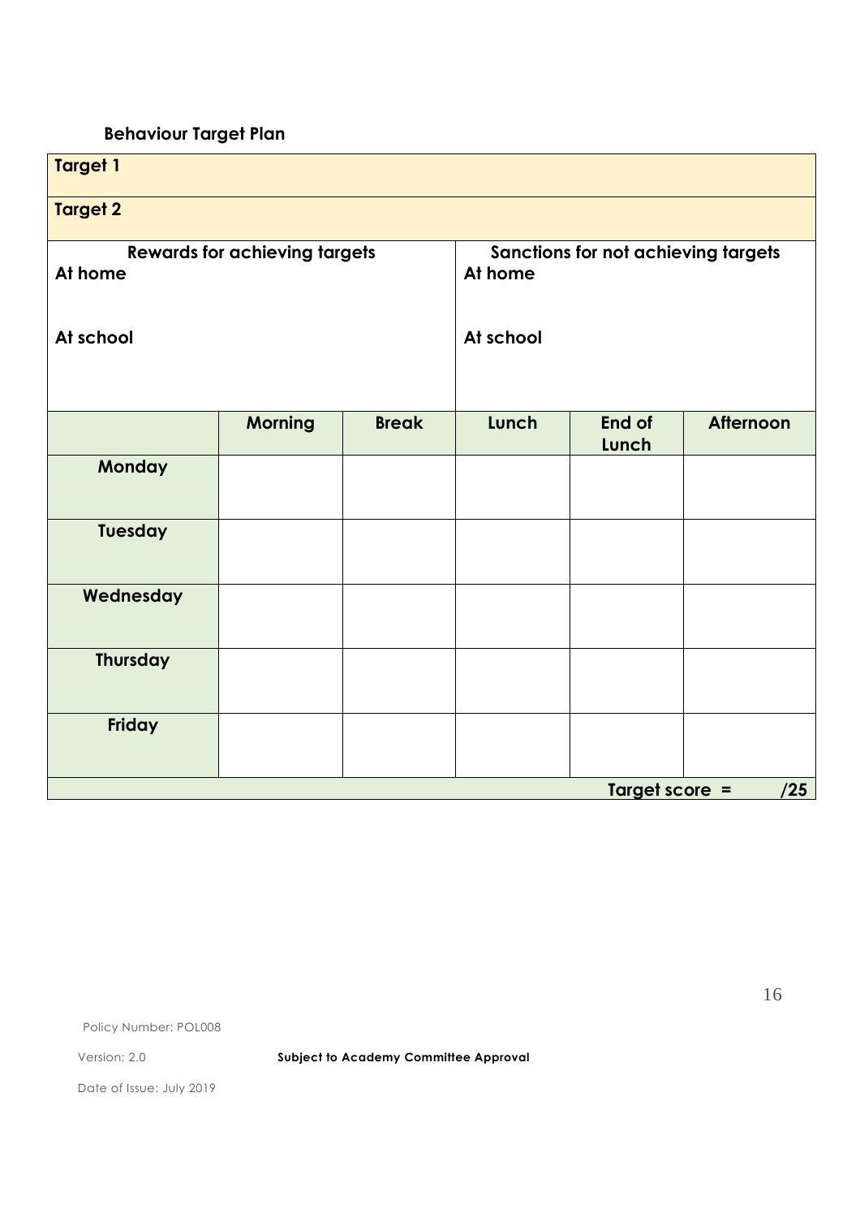## Behaviour Target Plan

| **Target 1** | | | | | |
|---|---|---|---|---|---|
| **Target 2** | | | | | |
| **Rewards for achieving targets**<br>**At home**<br><br>**At school** | | | **Sanctions for not achieving targets**<br>**At home**<br><br>**At school** | | |
| | **Morning** | **Break** | **Lunch** | **End of Lunch** | **Afternoon** |
| **Monday** | | | | | |
| **Tuesday** | | | | | |
| **Wednesday** | | | | | |
| **Thursday** | | | | | |
| **Friday** | | | | | |
| | | | | **Target score =** | **/25** |

Policy Number: POL008

Version: 2.0 **Subject to Academy Committee Approval**

Date of Issue: July 2019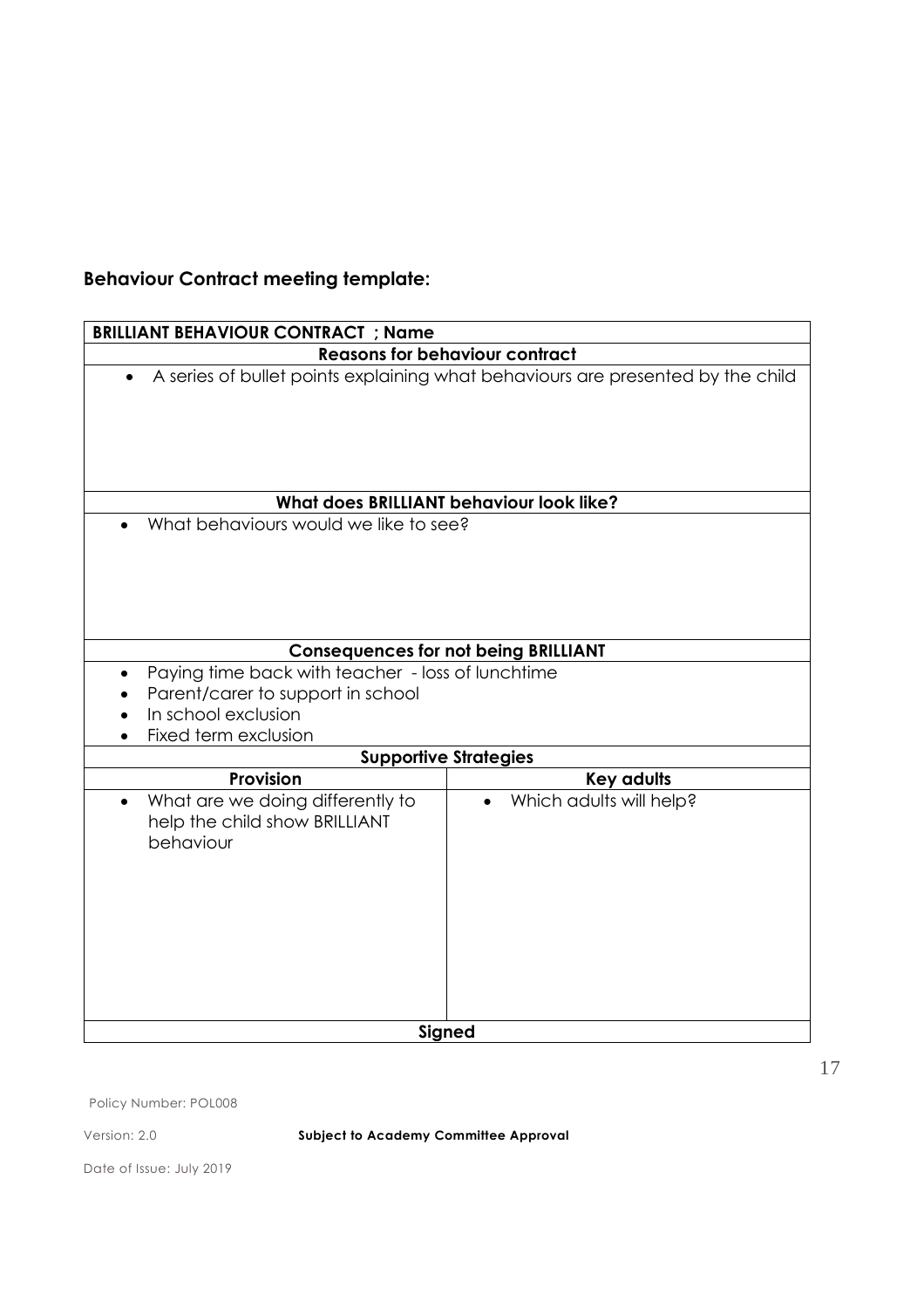**Behaviour Contract meeting template:**

| **BRILLIANT BEHAVIOUR CONTRACT ; Name** | |
|---|---|
| **Reasons for behaviour contract** | |
| • A series of bullet points explaining what behaviours are presented by the child | |
| **What does BRILLIANT behaviour look like?** | |
| • What behaviours would we like to see? | |
| **Consequences for not being BRILLIANT** | |
| • Paying time back with teacher - loss of lunchtime<br>• Parent/carer to support in school<br>• In school exclusion<br>• Fixed term exclusion | |
| **Supportive Strategies** | |
| **Provision** | **Key adults** |
| • What are we doing differently to help the child show BRILLIANT behaviour | • Which adults will help? |
| **Signed** | |

Policy Number: POL008

Version: 2.0 **Subject to Academy Committee Approval**

Date of Issue: July 2019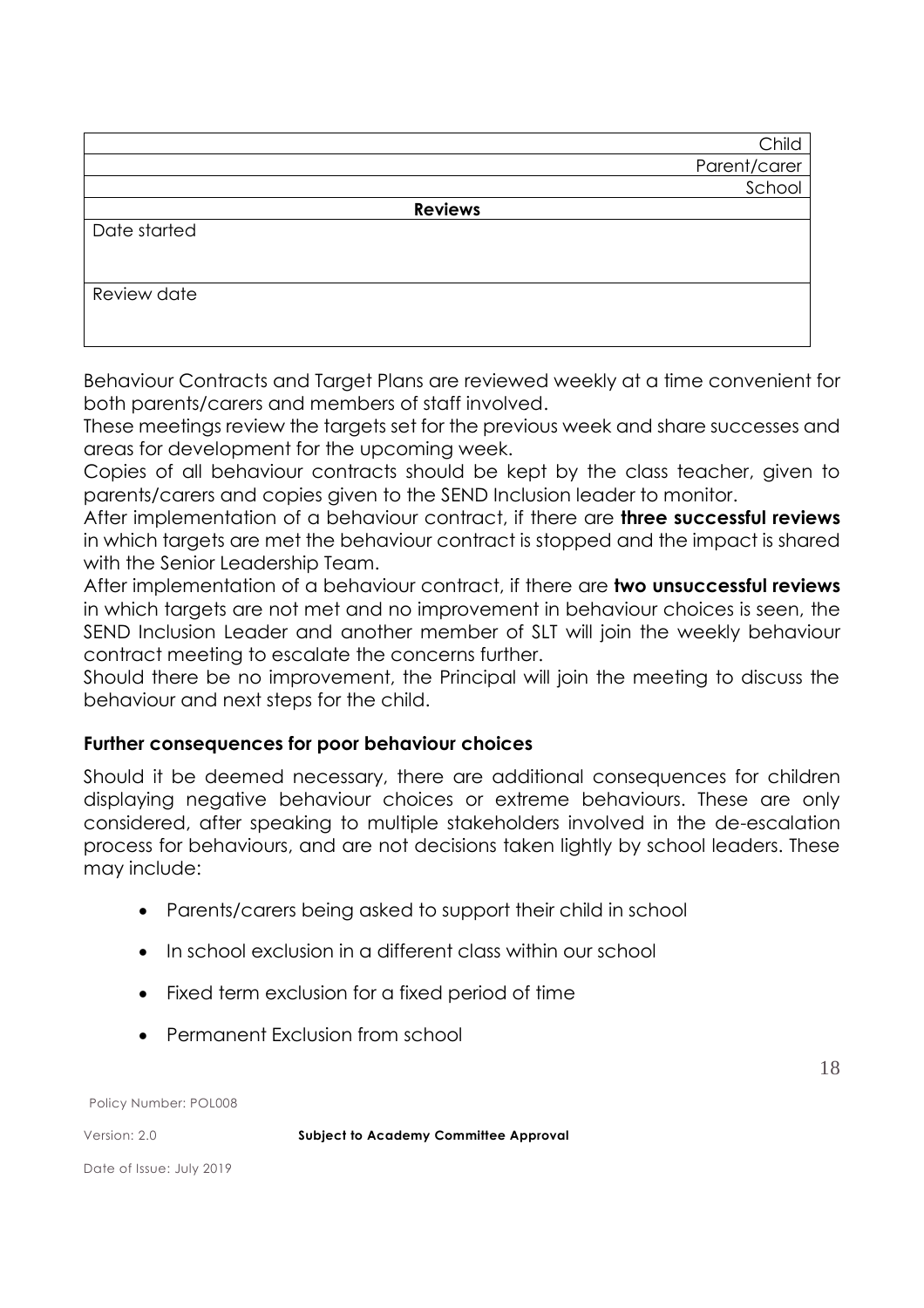| |
|---|
| Child |
| Parent/carer |
| School |
| **Reviews** |
| Date started |
| Review date |

Behaviour Contracts and Target Plans are reviewed weekly at a time convenient for both parents/carers and members of staff involved.

These meetings review the targets set for the previous week and share successes and areas for development for the upcoming week.

Copies of all behaviour contracts should be kept by the class teacher, given to parents/carers and copies given to the SEND Inclusion leader to monitor.

After implementation of a behaviour contract, if there are **three successful reviews** in which targets are met the behaviour contract is stopped and the impact is shared with the Senior Leadership Team.

After implementation of a behaviour contract, if there are **two unsuccessful reviews** in which targets are not met and no improvement in behaviour choices is seen, the SEND Inclusion Leader and another member of SLT will join the weekly behaviour contract meeting to escalate the concerns further.

Should there be no improvement, the Principal will join the meeting to discuss the behaviour and next steps for the child.

### Further consequences for poor behaviour choices

Should it be deemed necessary, there are additional consequences for children displaying negative behaviour choices or extreme behaviours. These are only considered, after speaking to multiple stakeholders involved in the de-escalation process for behaviours, and are not decisions taken lightly by school leaders. These may include:

- Parents/carers being asked to support their child in school
- In school exclusion in a different class within our school
- Fixed term exclusion for a fixed period of time
- Permanent Exclusion from school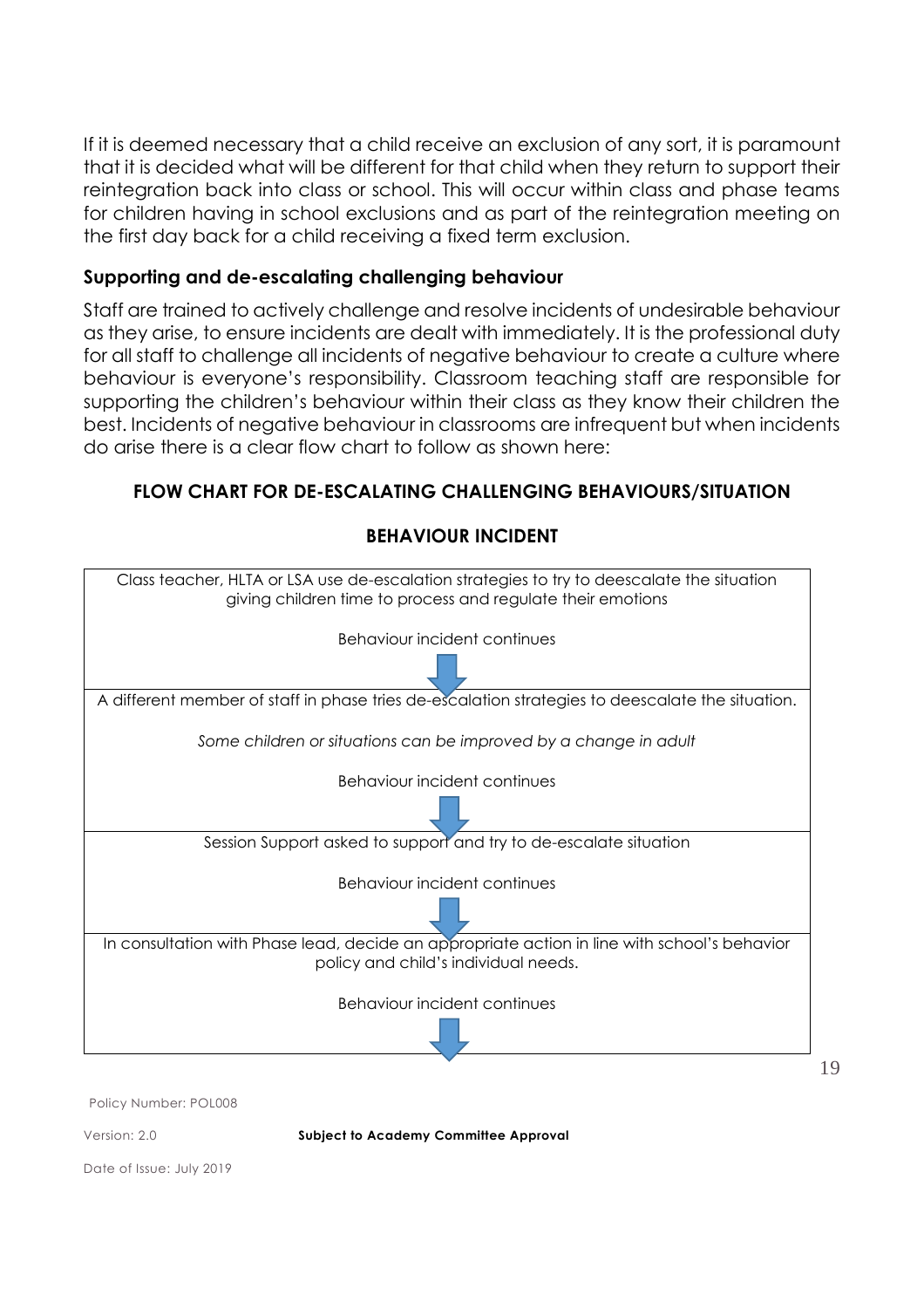If it is deemed necessary that a child receive an exclusion of any sort, it is paramount that it is decided what will be different for that child when they return to support their reintegration back into class or school. This will occur within class and phase teams for children having in school exclusions and as part of the reintegration meeting on the first day back for a child receiving a fixed term exclusion.

### Supporting and de-escalating challenging behaviour

Staff are trained to actively challenge and resolve incidents of undesirable behaviour as they arise, to ensure incidents are dealt with immediately. It is the professional duty for all staff to challenge all incidents of negative behaviour to create a culture where behaviour is everyone's responsibility. Classroom teaching staff are responsible for supporting the children's behaviour within their class as they know their children the best. Incidents of negative behaviour in classrooms are infrequent but when incidents do arise there is a clear flow chart to follow as shown here:

**FLOW CHART FOR DE-ESCALATING CHALLENGING BEHAVIOURS/SITUATION**

**BEHAVIOUR INCIDENT**

| |
|---|
| Class teacher, HLTA or LSA use de-escalation strategies to try to deescalate the situation giving children time to process and regulate their emotions<br><br>Behaviour incident continues<br><br>↓ |
| A different member of staff in phase tries de-escalation strategies to deescalate the situation.<br><br>*Some children or situations can be improved by a change in adult*<br><br>Behaviour incident continues<br><br>↓ |
| Session Support asked to support and try to de-escalate situation<br><br>Behaviour incident continues<br><br>↓ |
| In consultation with Phase lead, decide an appropriate action in line with school's behavior policy and child's individual needs.<br><br>Behaviour incident continues<br><br>↓ |

Policy Number: POL008

Version: 2.0 **Subject to Academy Committee Approval**

Date of Issue: July 2019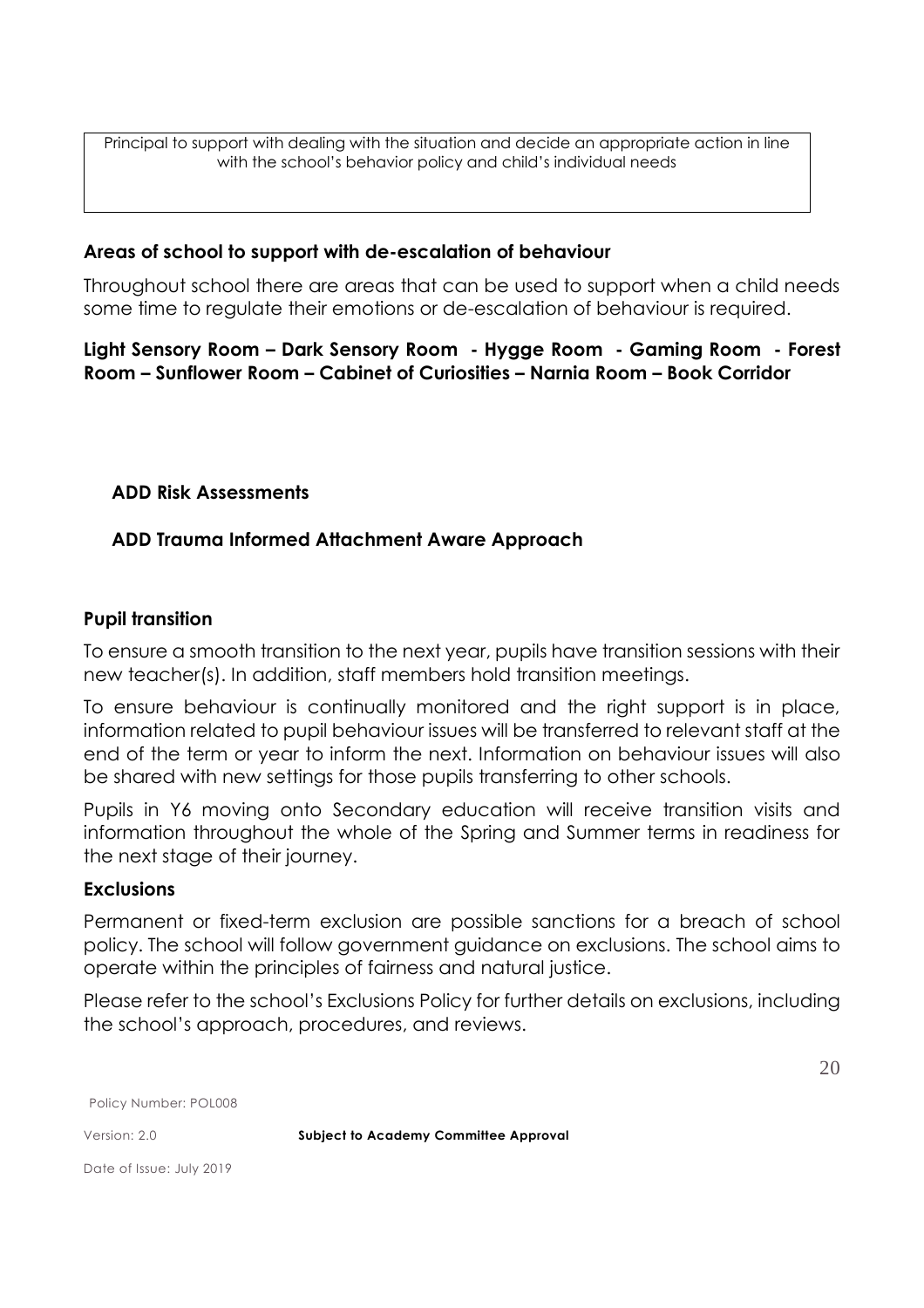Principal to support with dealing with the situation and decide an appropriate action in line with the school's behavior policy and child's individual needs

**Areas of school to support with de-escalation of behaviour**

Throughout school there are areas that can be used to support when a child needs some time to regulate their emotions or de-escalation of behaviour is required.

**Light Sensory Room – Dark Sensory Room - Hygge Room - Gaming Room - Forest Room – Sunflower Room – Cabinet of Curiosities – Narnia Room – Book Corridor**

**ADD Risk Assessments**

**ADD Trauma Informed Attachment Aware Approach**

**Pupil transition**

To ensure a smooth transition to the next year, pupils have transition sessions with their new teacher(s). In addition, staff members hold transition meetings.

To ensure behaviour is continually monitored and the right support is in place, information related to pupil behaviour issues will be transferred to relevant staff at the end of the term or year to inform the next. Information on behaviour issues will also be shared with new settings for those pupils transferring to other schools.

Pupils in Y6 moving onto Secondary education will receive transition visits and information throughout the whole of the Spring and Summer terms in readiness for the next stage of their journey.

**Exclusions**

Permanent or fixed-term exclusion are possible sanctions for a breach of school policy. The school will follow government guidance on exclusions. The school aims to operate within the principles of fairness and natural justice.

Please refer to the school's Exclusions Policy for further details on exclusions, including the school's approach, procedures, and reviews.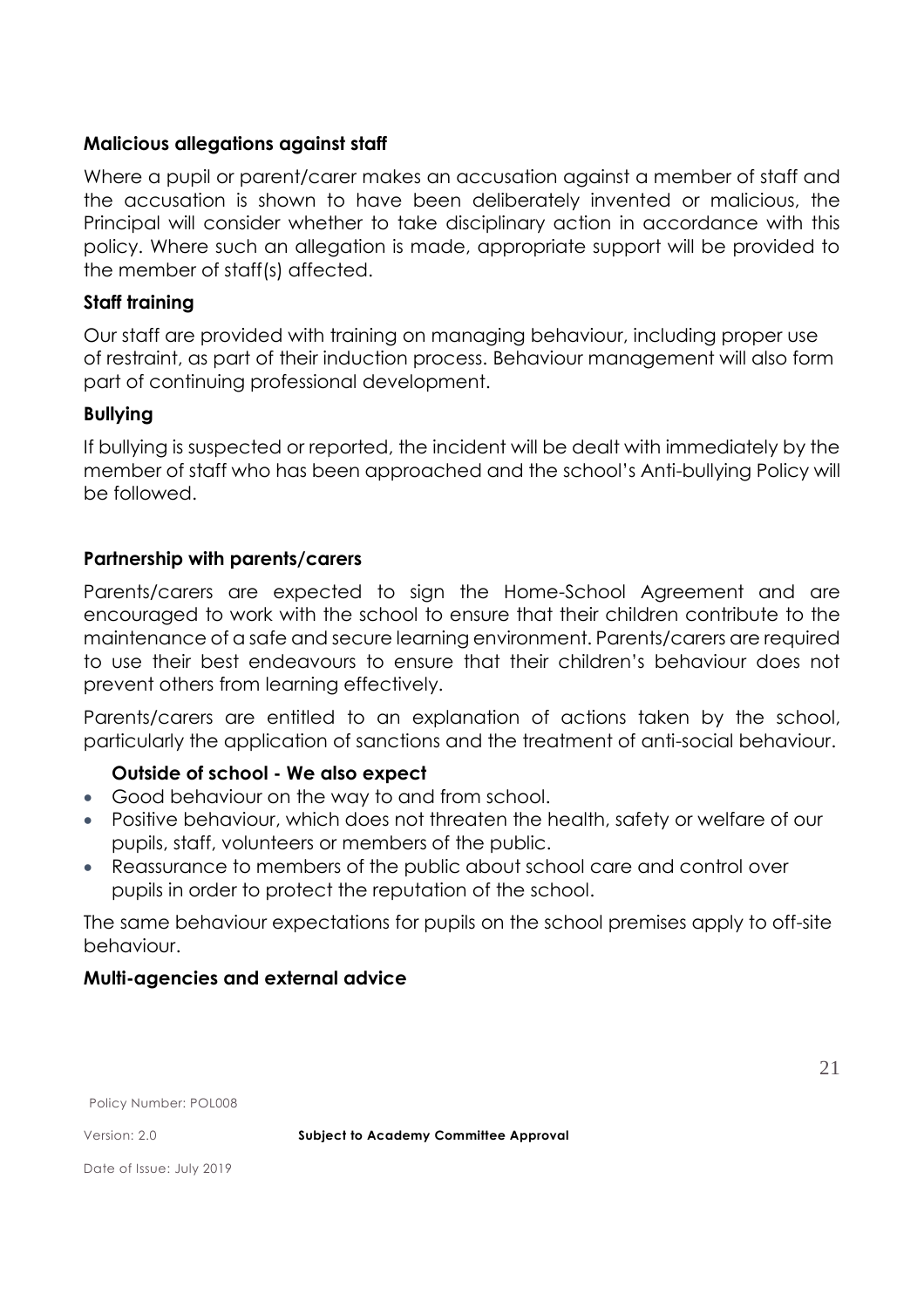**Malicious allegations against staff**

Where a pupil or parent/carer makes an accusation against a member of staff and the accusation is shown to have been deliberately invented or malicious, the Principal will consider whether to take disciplinary action in accordance with this policy. Where such an allegation is made, appropriate support will be provided to the member of staff(s) affected.

**Staff training**

Our staff are provided with training on managing behaviour, including proper use of restraint, as part of their induction process. Behaviour management will also form part of continuing professional development.

**Bullying**

If bullying is suspected or reported, the incident will be dealt with immediately by the member of staff who has been approached and the school's Anti-bullying Policy will be followed.

**Partnership with parents/carers**

Parents/carers are expected to sign the Home-School Agreement and are encouraged to work with the school to ensure that their children contribute to the maintenance of a safe and secure learning environment. Parents/carers are required to use their best endeavours to ensure that their children's behaviour does not prevent others from learning effectively.

Parents/carers are entitled to an explanation of actions taken by the school, particularly the application of sanctions and the treatment of anti-social behaviour.

**Outside of school - We also expect**

- Good behaviour on the way to and from school.
- Positive behaviour, which does not threaten the health, safety or welfare of our pupils, staff, volunteers or members of the public.
- Reassurance to members of the public about school care and control over pupils in order to protect the reputation of the school.

The same behaviour expectations for pupils on the school premises apply to off-site behaviour.

**Multi-agencies and external advice**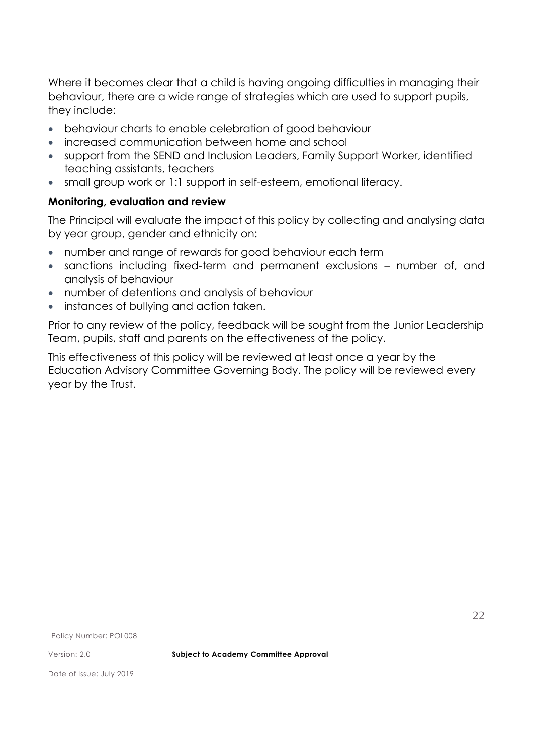Where it becomes clear that a child is having ongoing difficulties in managing their behaviour, there are a wide range of strategies which are used to support pupils, they include:

- behaviour charts to enable celebration of good behaviour
- increased communication between home and school
- support from the SEND and Inclusion Leaders, Family Support Worker, identified teaching assistants, teachers
- small group work or 1:1 support in self-esteem, emotional literacy.

**Monitoring, evaluation and review**

The Principal will evaluate the impact of this policy by collecting and analysing data by year group, gender and ethnicity on:

- number and range of rewards for good behaviour each term
- sanctions including fixed-term and permanent exclusions – number of, and analysis of behaviour
- number of detentions and analysis of behaviour
- instances of bullying and action taken.

Prior to any review of the policy, feedback will be sought from the Junior Leadership Team, pupils, staff and parents on the effectiveness of the policy.

This effectiveness of this policy will be reviewed at least once a year by the Education Advisory Committee Governing Body. The policy will be reviewed every year by the Trust.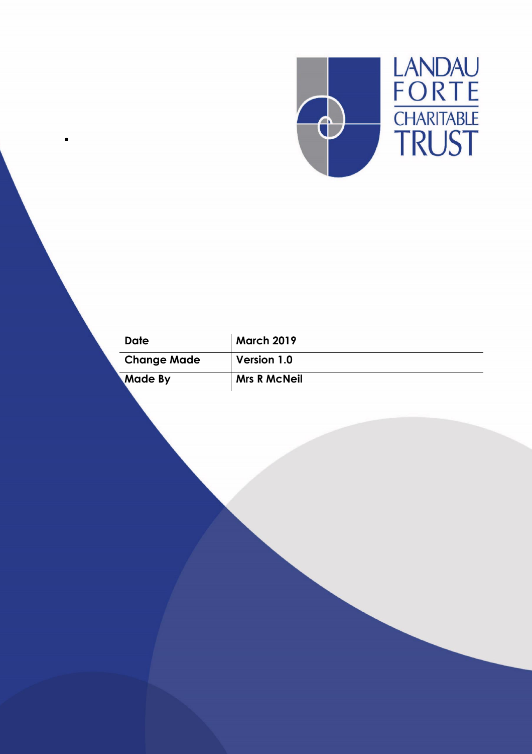LANDAU FORTE CHARITABLE TRUST

| | |
|---|---|
| **Date** | **March 2019** |
| **Change Made** | **Version 1.0** |
| **Made By** | **Mrs R McNeil** |